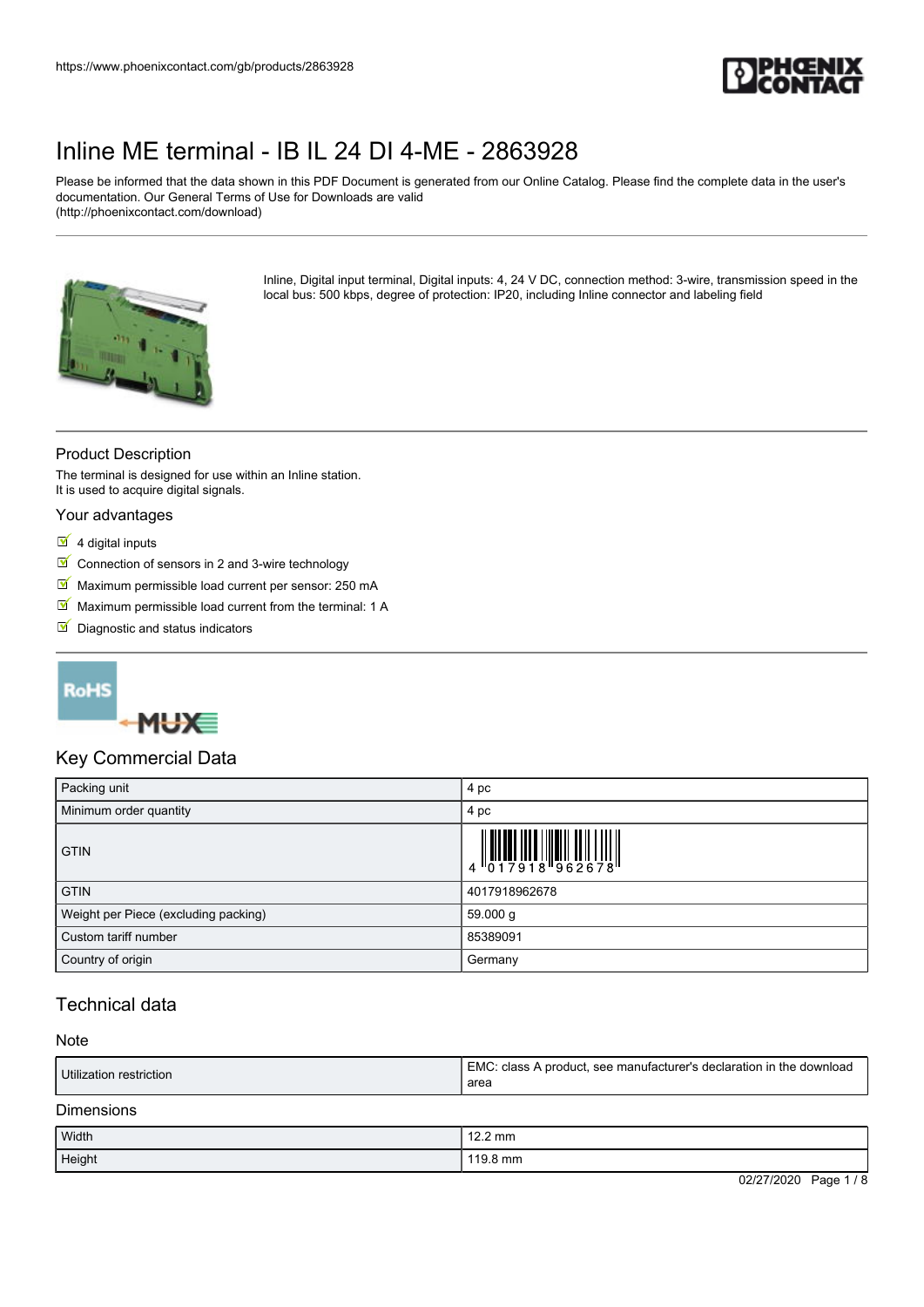https://www.phoenixcontact.com/gb/products/2863928

# Inline ME terminal - IB IL 24 DI 4-ME - 2863928

Please be informed that the data shown in this PDF Document is generated from our Online Catalog. Please find the complete data in the user's documentation. Our General Terms of Use for Downloads are valid (http://phoenixcontact.com/download)

Inline, Digital input terminal, Digital inputs: 4, 24 V DC, connection method: 3-wire, transmission speed in the local bus: 500 kbps, degree of protection: IP20, including Inline connector and labeling field

## Product Description

The terminal is designed for use within an Inline station.
It is used to acquire digital signals.

## Your advantages

- 4 digital inputs
- Connection of sensors in 2 and 3-wire technology
- Maximum permissible load current per sensor: 250 mA
- Maximum permissible load current from the terminal: 1 A
- Diagnostic and status indicators

## Key Commercial Data

| | |
|---|---|
| Packing unit | 4 pc |
| Minimum order quantity | 4 pc |
| GTIN | 4 017918 962678 |
| GTIN | 4017918962678 |
| Weight per Piece (excluding packing) | 59.000 g |
| Custom tariff number | 85389091 |
| Country of origin | Germany |

## Technical data

### Note

| | |
|---|---|
| Utilization restriction | EMC: class A product, see manufacturer's declaration in the download area |

### Dimensions

| | |
|---|---|
| Width | 12.2 mm |
| Height | 119.8 mm |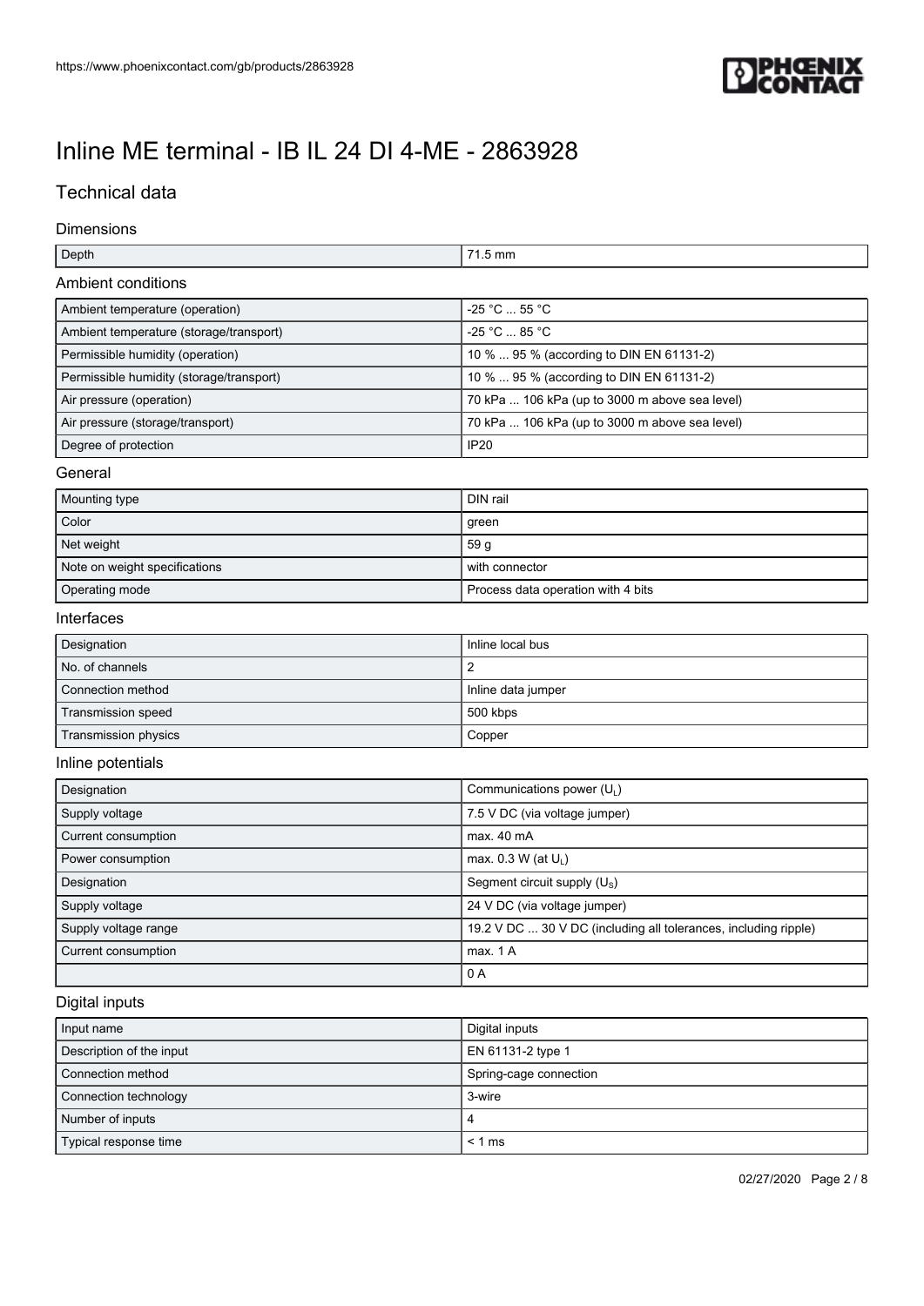# Inline ME terminal - IB IL 24 DI 4-ME - 2863928

## Technical data

### Dimensions

| | |
|---|---|
| Depth | 71.5 mm |

### Ambient conditions

| | |
|---|---|
| Ambient temperature (operation) | -25 °C ... 55 °C |
| Ambient temperature (storage/transport) | -25 °C ... 85 °C |
| Permissible humidity (operation) | 10 % ... 95 % (according to DIN EN 61131-2) |
| Permissible humidity (storage/transport) | 10 % ... 95 % (according to DIN EN 61131-2) |
| Air pressure (operation) | 70 kPa ... 106 kPa (up to 3000 m above sea level) |
| Air pressure (storage/transport) | 70 kPa ... 106 kPa (up to 3000 m above sea level) |
| Degree of protection | IP20 |

### General

| | |
|---|---|
| Mounting type | DIN rail |
| Color | green |
| Net weight | 59 g |
| Note on weight specifications | with connector |
| Operating mode | Process data operation with 4 bits |

### Interfaces

| | |
|---|---|
| Designation | Inline local bus |
| No. of channels | 2 |
| Connection method | Inline data jumper |
| Transmission speed | 500 kbps |
| Transmission physics | Copper |

### Inline potentials

| | |
|---|---|
| Designation | Communications power ($U_L$) |
| Supply voltage | 7.5 V DC (via voltage jumper) |
| Current consumption | max. 40 mA |
| Power consumption | max. 0.3 W (at $U_L$) |
| Designation | Segment circuit supply ($U_S$) |
| Supply voltage | 24 V DC (via voltage jumper) |
| Supply voltage range | 19.2 V DC ... 30 V DC (including all tolerances, including ripple) |
| Current consumption | max. 1 A |
| | 0 A |

### Digital inputs

| | |
|---|---|
| Input name | Digital inputs |
| Description of the input | EN 61131-2 type 1 |
| Connection method | Spring-cage connection |
| Connection technology | 3-wire |
| Number of inputs | 4 |
| Typical response time | < 1 ms |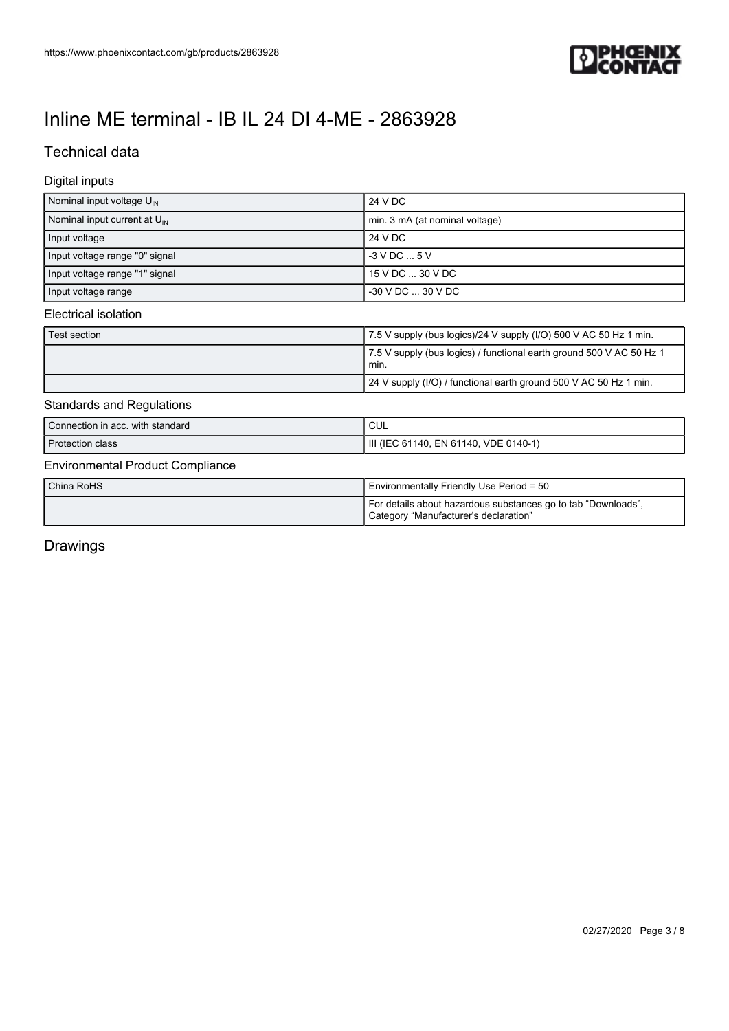# Inline ME terminal - IB IL 24 DI 4-ME - 2863928

## Technical data

### Digital inputs

| | |
|---|---|
| Nominal input voltage $U_{IN}$ | 24 V DC |
| Nominal input current at $U_{IN}$ | min. 3 mA (at nominal voltage) |
| Input voltage | 24 V DC |
| Input voltage range "0" signal | -3 V DC ... 5 V |
| Input voltage range "1" signal | 15 V DC ... 30 V DC |
| Input voltage range | -30 V DC ... 30 V DC |

### Electrical isolation

| | |
|---|---|
| Test section | 7.5 V supply (bus logics)/24 V supply (I/O) 500 V AC 50 Hz 1 min. |
| | 7.5 V supply (bus logics) / functional earth ground 500 V AC 50 Hz 1 min. |
| | 24 V supply (I/O) / functional earth ground 500 V AC 50 Hz 1 min. |

### Standards and Regulations

| | |
|---|---|
| Connection in acc. with standard | CUL |
| Protection class | III (IEC 61140, EN 61140, VDE 0140-1) |

### Environmental Product Compliance

| | |
|---|---|
| China RoHS | Environmentally Friendly Use Period = 50 |
| | For details about hazardous substances go to tab “Downloads”, Category “Manufacturer's declaration” |

## Drawings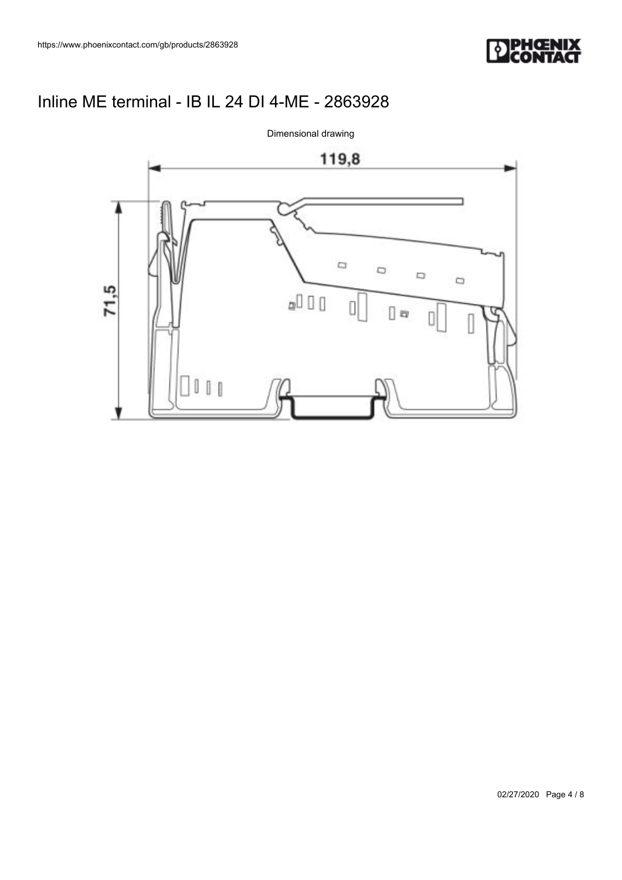# Inline ME terminal - IB IL 24 DI 4-ME - 2863928

Dimensional drawing

119,8

71,5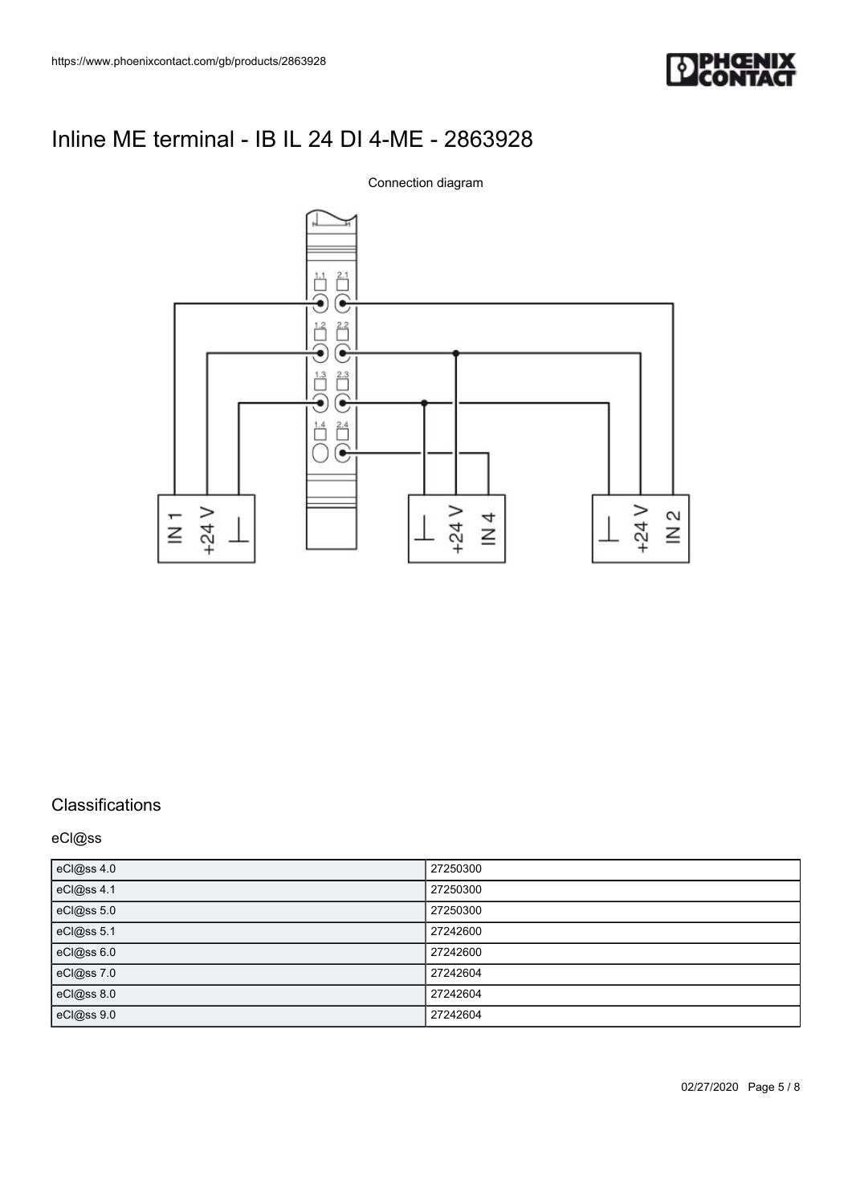# Inline ME terminal - IB IL 24 DI 4-ME - 2863928

Connection diagram

## Classifications

### eCl@ss

| | |
|---|---|
| eCl@ss 4.0 | 27250300 |
| eCl@ss 4.1 | 27250300 |
| eCl@ss 5.0 | 27250300 |
| eCl@ss 5.1 | 27242600 |
| eCl@ss 6.0 | 27242600 |
| eCl@ss 7.0 | 27242604 |
| eCl@ss 8.0 | 27242604 |
| eCl@ss 9.0 | 27242604 |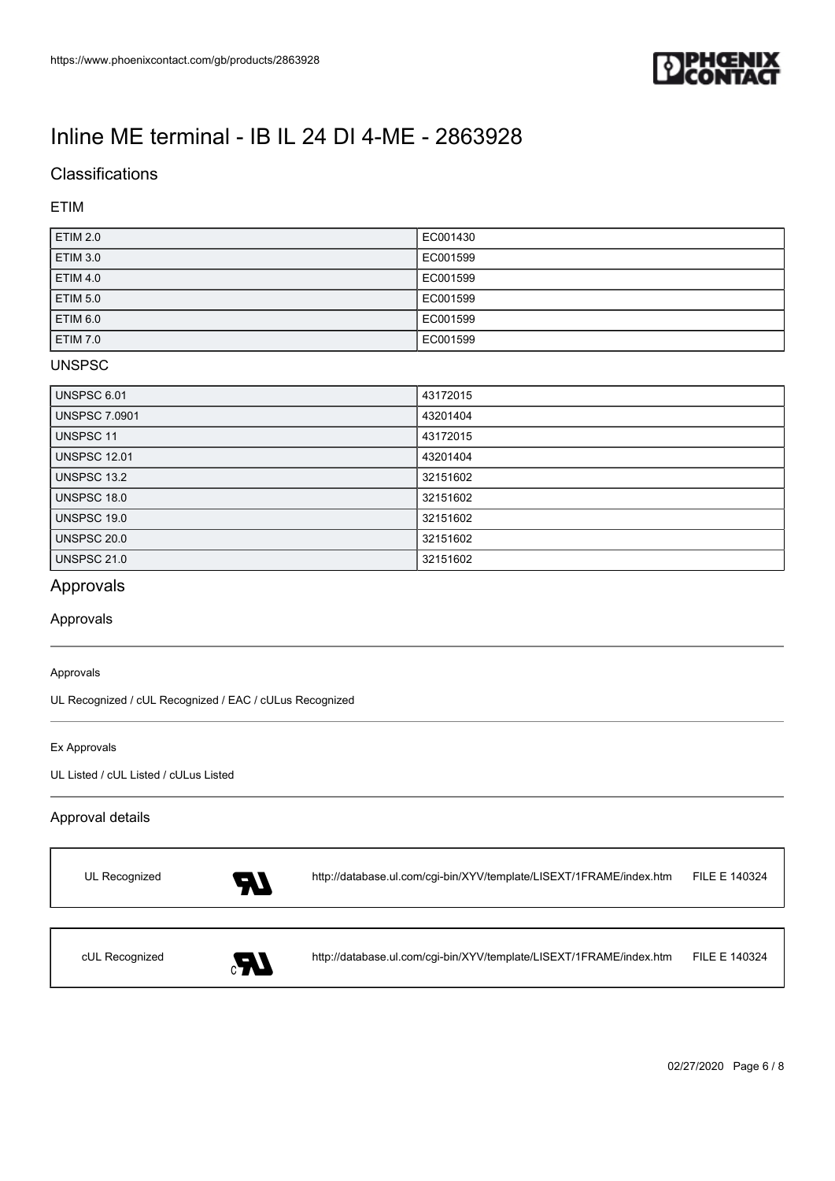# Inline ME terminal - IB IL 24 DI 4-ME - 2863928

## Classifications

### ETIM

| | |
|---|---|
| ETIM 2.0 | EC001430 |
| ETIM 3.0 | EC001599 |
| ETIM 4.0 | EC001599 |
| ETIM 5.0 | EC001599 |
| ETIM 6.0 | EC001599 |
| ETIM 7.0 | EC001599 |

### UNSPSC

| | |
|---|---|
| UNSPSC 6.01 | 43172015 |
| UNSPSC 7.0901 | 43201404 |
| UNSPSC 11 | 43172015 |
| UNSPSC 12.01 | 43201404 |
| UNSPSC 13.2 | 32151602 |
| UNSPSC 18.0 | 32151602 |
| UNSPSC 19.0 | 32151602 |
| UNSPSC 20.0 | 32151602 |
| UNSPSC 21.0 | 32151602 |

## Approvals

### Approvals

Approvals

UL Recognized / cUL Recognized / EAC / cULus Recognized

Ex Approvals

UL Listed / cUL Listed / cULus Listed

### Approval details

| | | |
|---|---|---|
| UL Recognized | http://database.ul.com/cgi-bin/XYV/template/LISEXT/1FRAME/index.htm | FILE E 140324 |

| | | |
|---|---|---|
| cUL Recognized | http://database.ul.com/cgi-bin/XYV/template/LISEXT/1FRAME/index.htm | FILE E 140324 |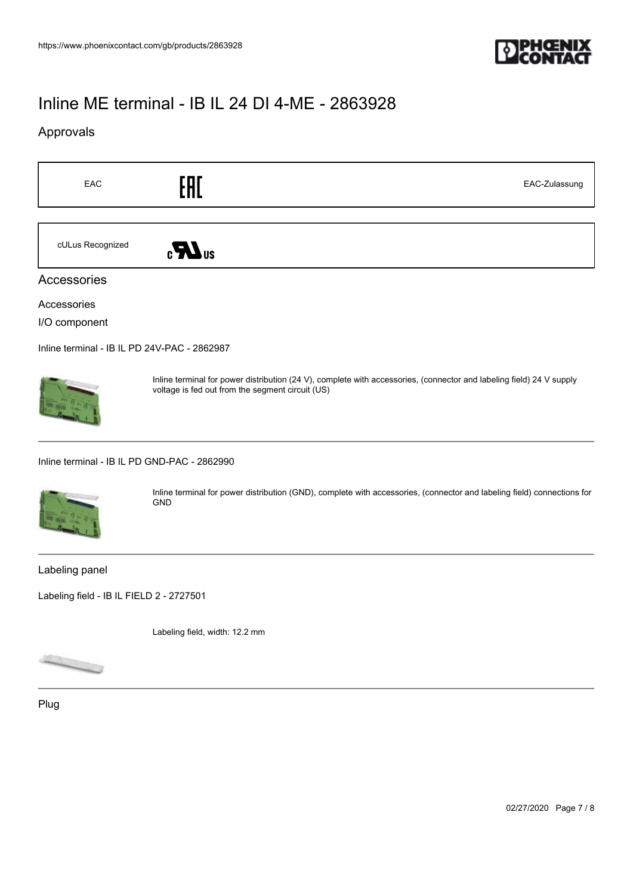# Inline ME terminal - IB IL 24 DI 4-ME - 2863928

## Approvals

| | | |
|---|---|---|
| EAC | EAC | EAC-Zulassung |

| | |
|---|---|
| cULus Recognized | c UL us |

## Accessories

### Accessories

#### I/O component

Inline terminal - IB IL PD 24V-PAC - 2862987

Inline terminal for power distribution (24 V), complete with accessories, (connector and labeling field) 24 V supply voltage is fed out from the segment circuit (US)

---

Inline terminal - IB IL PD GND-PAC - 2862990

Inline terminal for power distribution (GND), complete with accessories, (connector and labeling field) connections for GND

---

#### Labeling panel

Labeling field - IB IL FIELD 2 - 2727501

Labeling field, width: 12.2 mm

---

#### Plug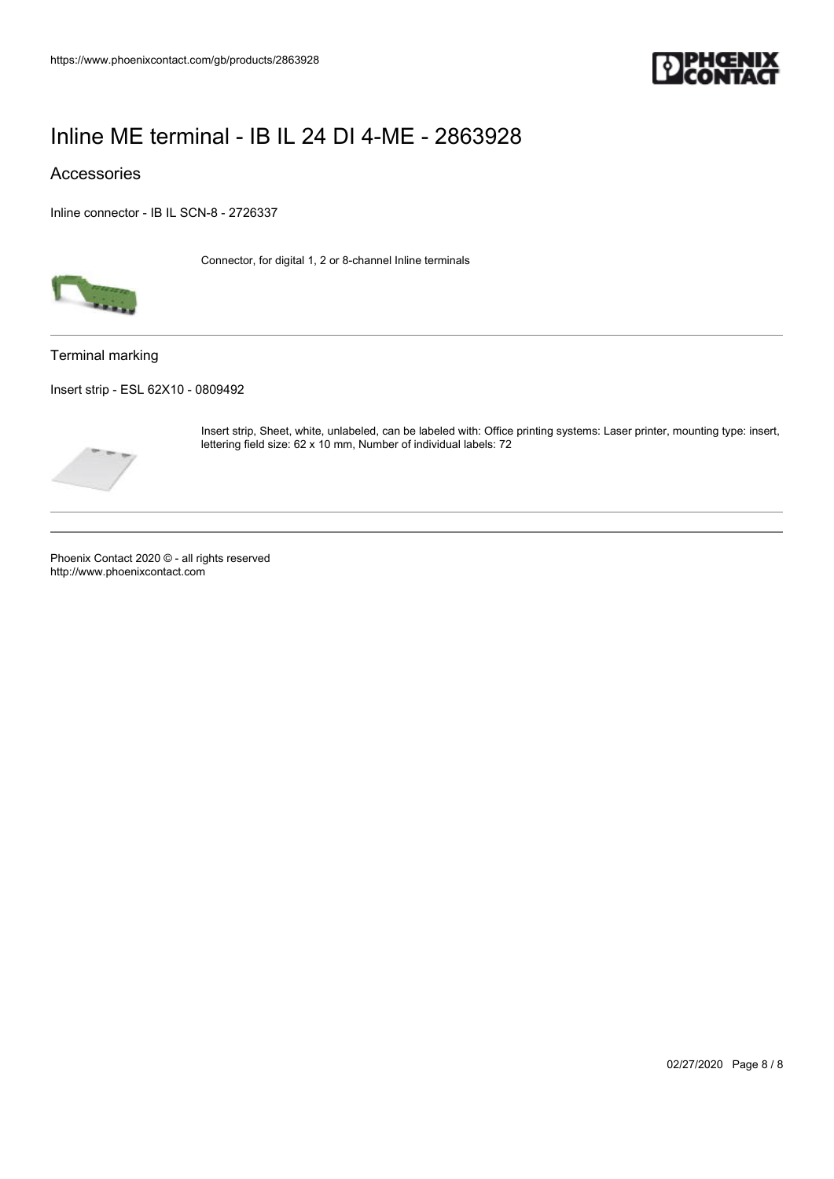# Inline ME terminal - IB IL 24 DI 4-ME - 2863928

## Accessories

Inline connector - IB IL SCN-8 - 2726337

Connector, for digital 1, 2 or 8-channel Inline terminals

### Terminal marking

Insert strip - ESL 62X10 - 0809492

Insert strip, Sheet, white, unlabeled, can be labeled with: Office printing systems: Laser printer, mounting type: insert, lettering field size: 62 x 10 mm, Number of individual labels: 72

Phoenix Contact 2020 © - all rights reserved
http://www.phoenixcontact.com